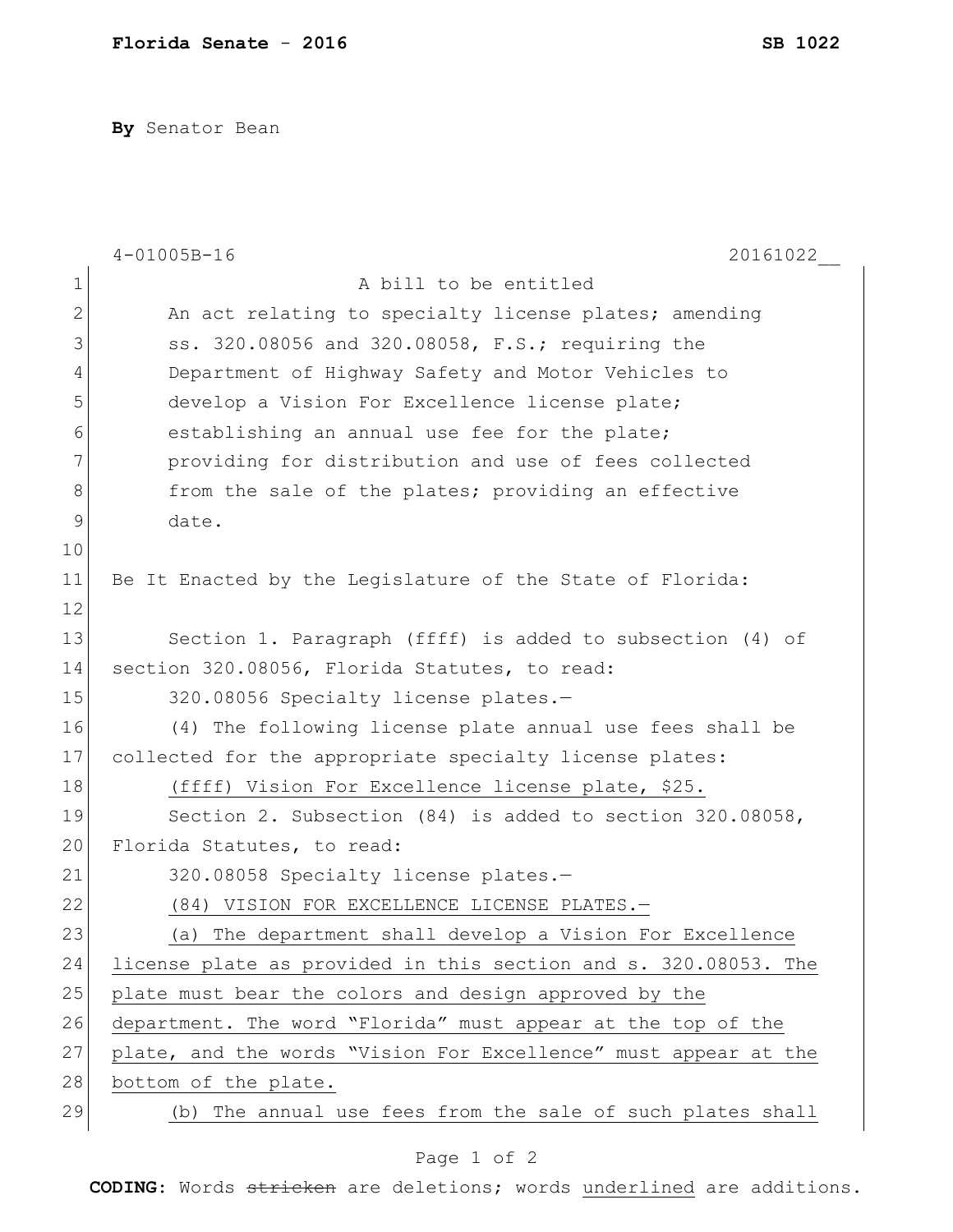**Florida Senate - 2016** **SB 1022**

**By** Senator Bean

4-01005B-16 20161022__

A bill to be entitled

An act relating to specialty license plates; amending ss. 320.08056 and 320.08058, F.S.; requiring the Department of Highway Safety and Motor Vehicles to develop a Vision For Excellence license plate; establishing an annual use fee for the plate; providing for distribution and use of fees collected from the sale of the plates; providing an effective date.

Be It Enacted by the Legislature of the State of Florida:

Section 1. Paragraph (ffff) is added to subsection (4) of section 320.08056, Florida Statutes, to read:

320.08056 Specialty license plates.—

(4) The following license plate annual use fees shall be collected for the appropriate specialty license plates:

(ffff) Vision For Excellence license plate, $25.

Section 2. Subsection (84) is added to section 320.08058, Florida Statutes, to read:

320.08058 Specialty license plates.—

(84) VISION FOR EXCELLENCE LICENSE PLATES.—

(a) The department shall develop a Vision For Excellence license plate as provided in this section and s. 320.08053. The plate must bear the colors and design approved by the department. The word "Florida" must appear at the top of the plate, and the words "Vision For Excellence" must appear at the bottom of the plate.

(b) The annual use fees from the sale of such plates shall

**CODING:** Words ~~stricken~~ are deletions; words underlined are additions.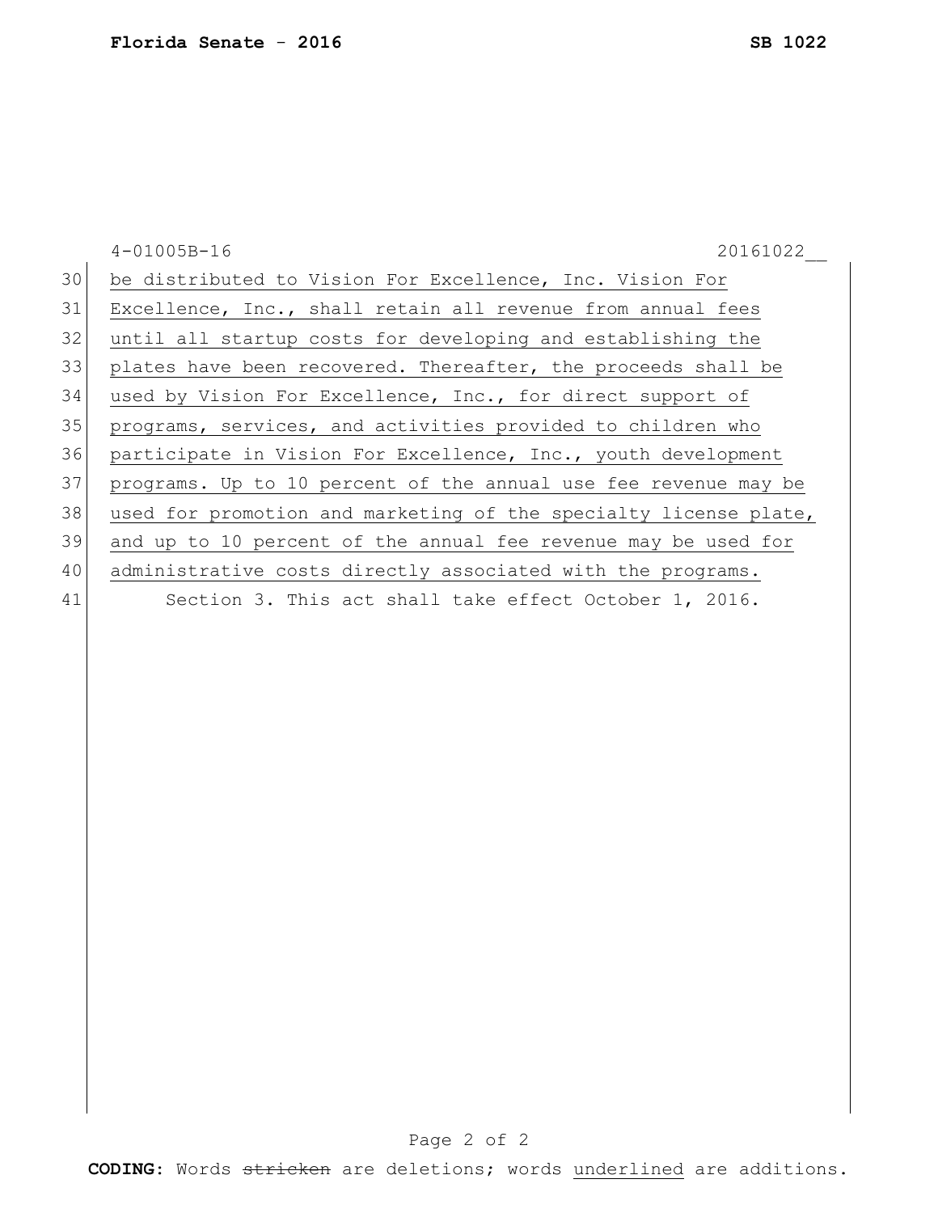4-01005B-16 20161022__

30 be distributed to Vision For Excellence, Inc. Vision For
31 Excellence, Inc., shall retain all revenue from annual fees
32 until all startup costs for developing and establishing the
33 plates have been recovered. Thereafter, the proceeds shall be
34 used by Vision For Excellence, Inc., for direct support of
35 programs, services, and activities provided to children who
36 participate in Vision For Excellence, Inc., youth development
37 programs. Up to 10 percent of the annual use fee revenue may be
38 used for promotion and marketing of the specialty license plate,
39 and up to 10 percent of the annual fee revenue may be used for
40 administrative costs directly associated with the programs.
41 Section 3. This act shall take effect October 1, 2016.

**CODING:** Words ~~stricken~~ are deletions; words underlined are additions.